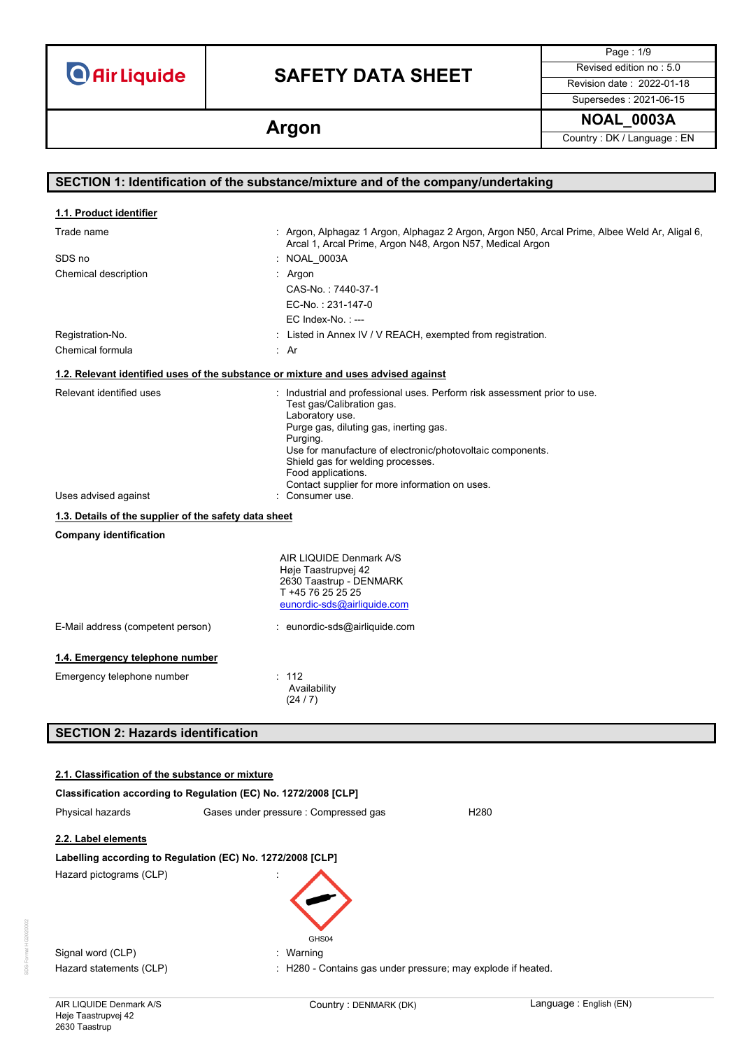# SAFETY DATA SHEET

Page : 1/9
Revised edition no : 5.0
Revision date : 2022-01-18
Supersedes : 2021-06-15

## Argon

NOAL_0003A
Country : DK / Language : EN

## SECTION 1: Identification of the substance/mixture and of the company/undertaking

### 1.1. Product identifier

| | |
|---|---|
| Trade name | : Argon, Alphagaz 1 Argon, Alphagaz 2 Argon, Argon N50, Arcal Prime, Albee Weld Ar, Aligal 6, Arcal 1, Arcal Prime, Argon N48, Argon N57, Medical Argon |
| SDS no | : NOAL_0003A |
| Chemical description | : Argon<br>CAS-No. : 7440-37-1<br>EC-No. : 231-147-0<br>EC Index-No. : --- |
| Registration-No. | : Listed in Annex IV / V REACH, exempted from registration. |
| Chemical formula | : Ar |

### 1.2. Relevant identified uses of the substance or mixture and uses advised against

| | |
|---|---|
| Relevant identified uses | : Industrial and professional uses. Perform risk assessment prior to use.<br>Test gas/Calibration gas.<br>Laboratory use.<br>Purge gas, diluting gas, inerting gas.<br>Purging.<br>Use for manufacture of electronic/photovoltaic components.<br>Shield gas for welding processes.<br>Food applications.<br>Contact supplier for more information on uses. |
| Uses advised against | : Consumer use. |

### 1.3. Details of the supplier of the safety data sheet

**Company identification**

AIR LIQUIDE Denmark A/S
Høje Taastrupvej 42
2630 Taastrup - DENMARK
T +45 76 25 25 25
eunordic-sds@airliquide.com

| | |
|---|---|
| E-Mail address (competent person) | : eunordic-sds@airliquide.com |

### 1.4. Emergency telephone number

| | |
|---|---|
| Emergency telephone number | : 112<br>Availability<br>(24 / 7) |

## SECTION 2: Hazards identification

### 2.1. Classification of the substance or mixture

**Classification according to Regulation (EC) No. 1272/2008 [CLP]**

| | | |
|---|---|---|
| Physical hazards | Gases under pressure : Compressed gas | H280 |

### 2.2. Label elements

**Labelling according to Regulation (EC) No. 1272/2008 [CLP]**

| | |
|---|---|
| Hazard pictograms (CLP) | : GHS04 |
| Signal word (CLP) | : Warning |
| Hazard statements (CLP) | : H280 - Contains gas under pressure; may explode if heated. |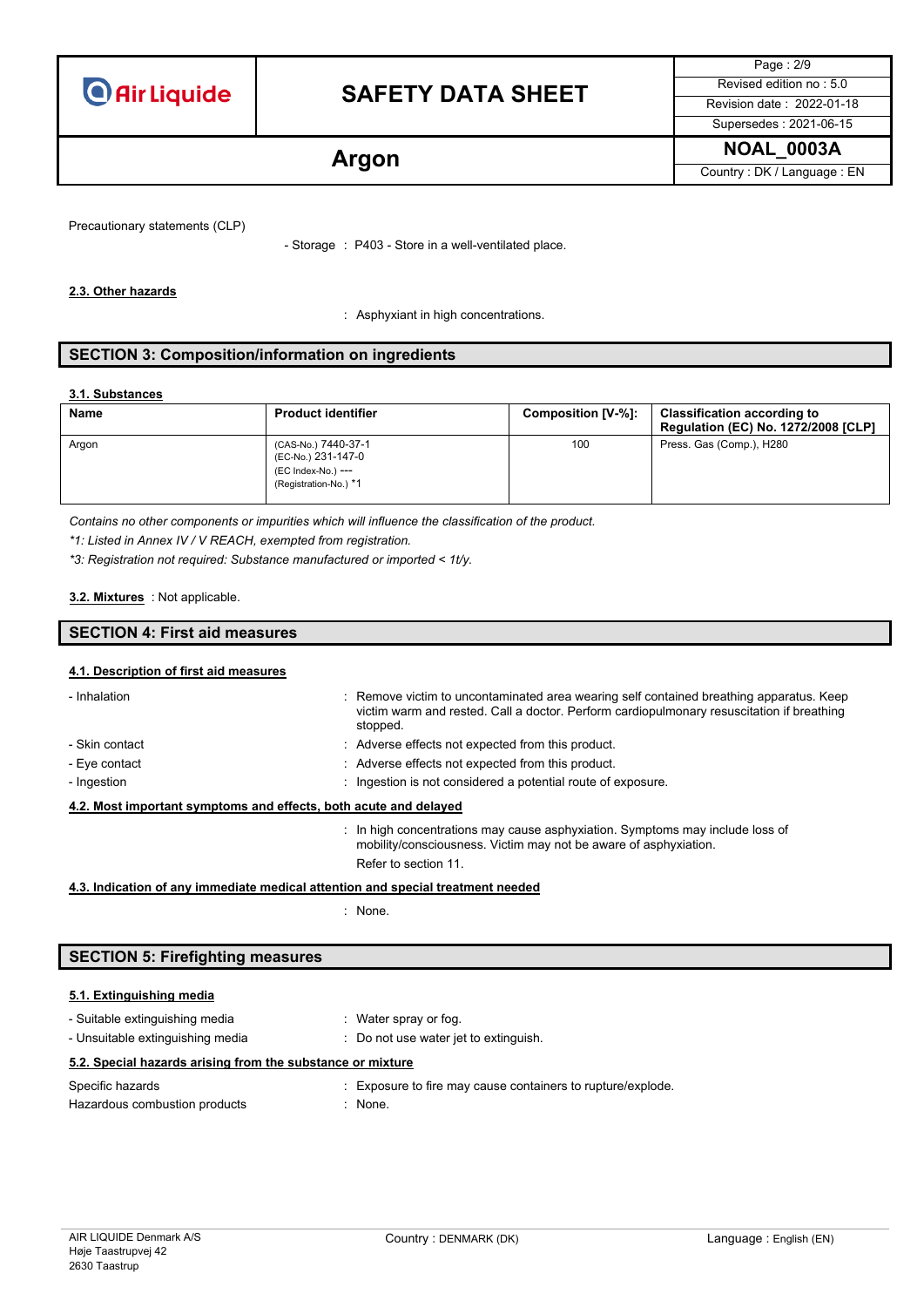Precautionary statements (CLP)

- Storage : P403 - Store in a well-ventilated place.

### 2.3. Other hazards

: Asphyxiant in high concentrations.

## SECTION 3: Composition/information on ingredients

### 3.1. Substances

| Name | Product identifier | Composition [V-%]: | Classification according to Regulation (EC) No. 1272/2008 [CLP] |
|---|---|---|---|
| Argon | (CAS-No.) 7440-37-1<br>(EC-No.) 231-147-0<br>(EC Index-No.) ---<br>(Registration-No.) *1 | 100 | Press. Gas (Comp.), H280 |

*Contains no other components or impurities which will influence the classification of the product.*

*\*1: Listed in Annex IV / V REACH, exempted from registration.*

*\*3: Registration not required: Substance manufactured or imported < 1t/y.*

**3.2. Mixtures** : Not applicable.

## SECTION 4: First aid measures

### 4.1. Description of first aid measures

- Inhalation : Remove victim to uncontaminated area wearing self contained breathing apparatus. Keep victim warm and rested. Call a doctor. Perform cardiopulmonary resuscitation if breathing stopped.
- Skin contact : Adverse effects not expected from this product.
- Eye contact : Adverse effects not expected from this product.
- Ingestion : Ingestion is not considered a potential route of exposure.

### 4.2. Most important symptoms and effects, both acute and delayed

: In high concentrations may cause asphyxiation. Symptoms may include loss of mobility/consciousness. Victim may not be aware of asphyxiation.
Refer to section 11.

### 4.3. Indication of any immediate medical attention and special treatment needed

: None.

## SECTION 5: Firefighting measures

### 5.1. Extinguishing media

- Suitable extinguishing media : Water spray or fog.
- Unsuitable extinguishing media : Do not use water jet to extinguish.

### 5.2. Special hazards arising from the substance or mixture

Specific hazards : Exposure to fire may cause containers to rupture/explode.

Hazardous combustion products : None.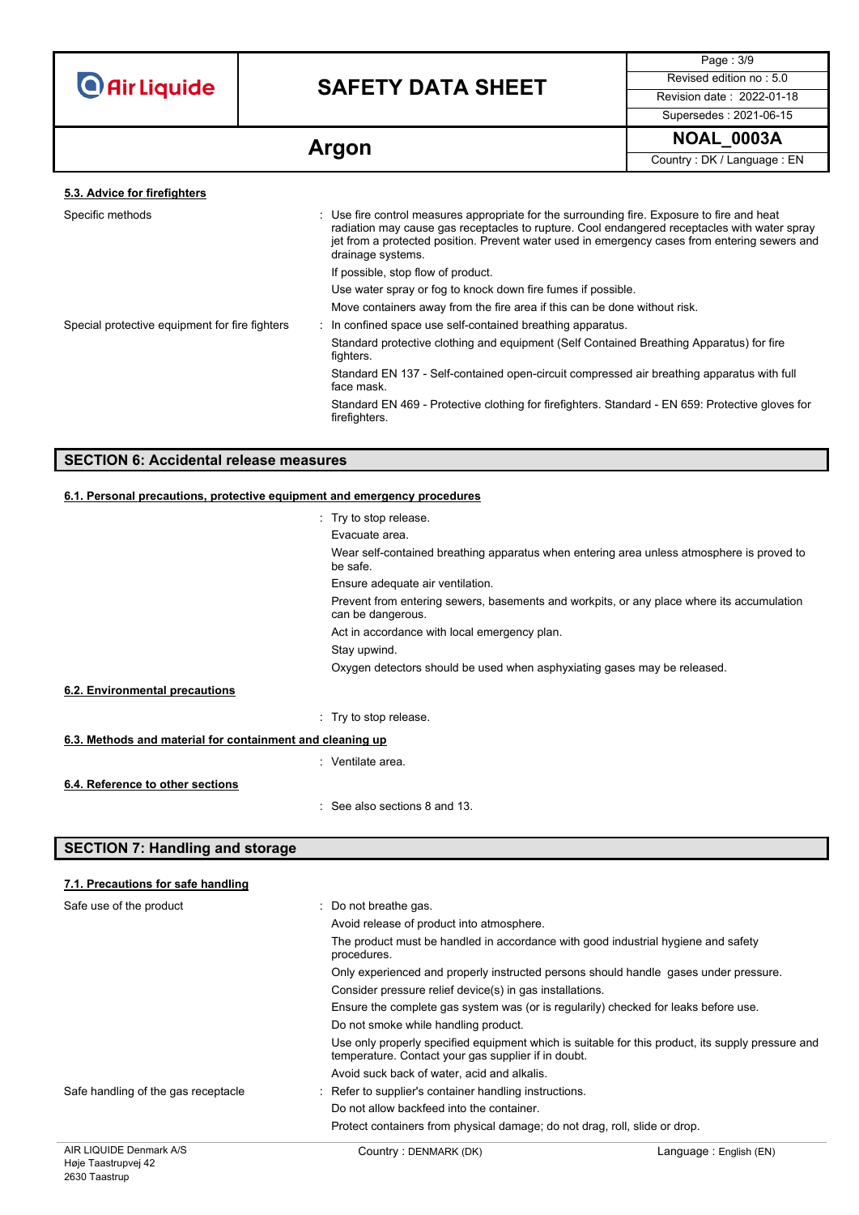#### 5.3. Advice for firefighters

Specific methods : Use fire control measures appropriate for the surrounding fire. Exposure to fire and heat radiation may cause gas receptacles to rupture. Cool endangered receptacles with water spray jet from a protected position. Prevent water used in emergency cases from entering sewers and drainage systems.

If possible, stop flow of product.

Use water spray or fog to knock down fire fumes if possible.

Move containers away from the fire area if this can be done without risk.

Special protective equipment for fire fighters : In confined space use self-contained breathing apparatus.

Standard protective clothing and equipment (Self Contained Breathing Apparatus) for fire fighters.

Standard EN 137 - Self-contained open-circuit compressed air breathing apparatus with full face mask.

Standard EN 469 - Protective clothing for firefighters. Standard - EN 659: Protective gloves for firefighters.

## SECTION 6: Accidental release measures

#### 6.1. Personal precautions, protective equipment and emergency procedures

: Try to stop release.

Evacuate area.

Wear self-contained breathing apparatus when entering area unless atmosphere is proved to be safe.

Ensure adequate air ventilation.

Prevent from entering sewers, basements and workpits, or any place where its accumulation can be dangerous.

Act in accordance with local emergency plan.

Stay upwind.

Oxygen detectors should be used when asphyxiating gases may be released.

#### 6.2. Environmental precautions

: Try to stop release.

#### 6.3. Methods and material for containment and cleaning up

: Ventilate area.

#### 6.4. Reference to other sections

: See also sections 8 and 13.

## SECTION 7: Handling and storage

#### 7.1. Precautions for safe handling

Safe use of the product : Do not breathe gas.

Avoid release of product into atmosphere.

The product must be handled in accordance with good industrial hygiene and safety procedures.

Only experienced and properly instructed persons should handle gases under pressure.

Consider pressure relief device(s) in gas installations.

Ensure the complete gas system was (or is regularily) checked for leaks before use.

Do not smoke while handling product.

Use only properly specified equipment which is suitable for this product, its supply pressure and temperature. Contact your gas supplier if in doubt.

Avoid suck back of water, acid and alkalis.

Safe handling of the gas receptacle : Refer to supplier's container handling instructions.

Do not allow backfeed into the container.

Protect containers from physical damage; do not drag, roll, slide or drop.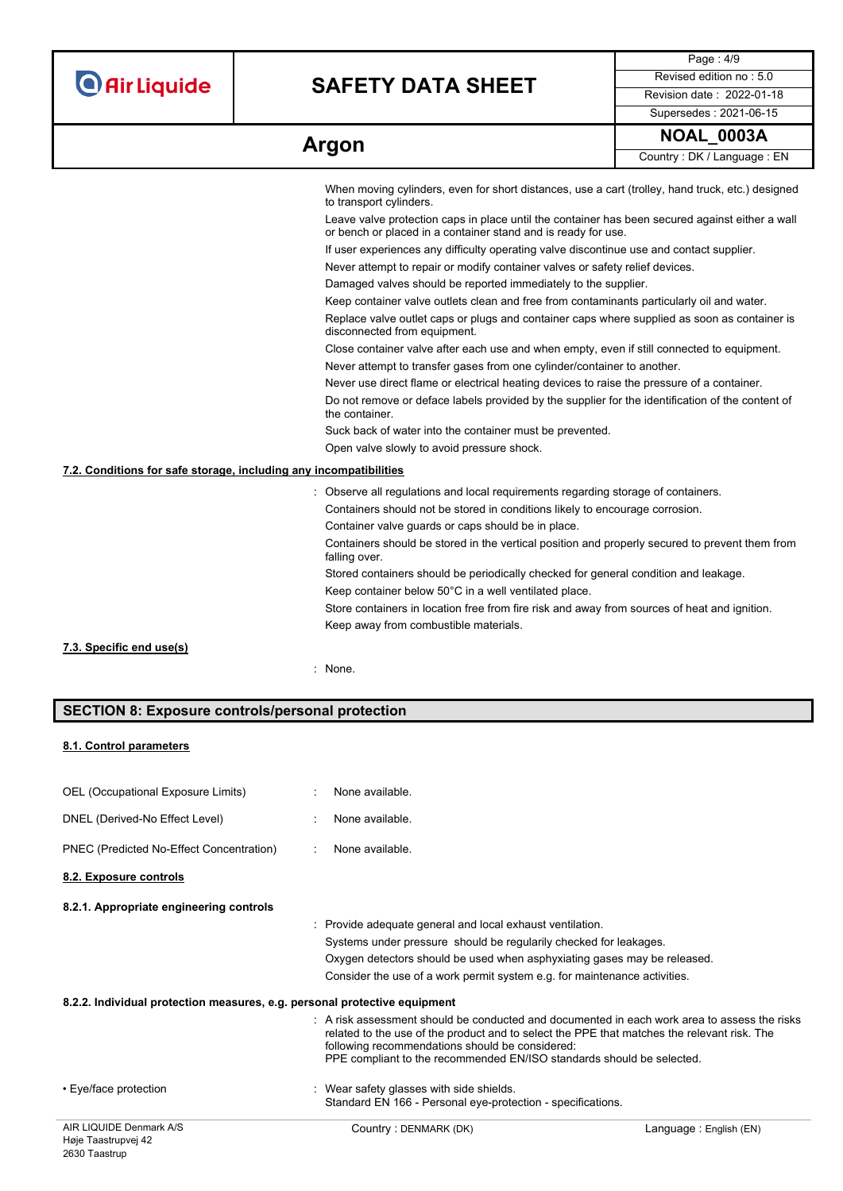When moving cylinders, even for short distances, use a cart (trolley, hand truck, etc.) designed to transport cylinders.

Leave valve protection caps in place until the container has been secured against either a wall or bench or placed in a container stand and is ready for use.

If user experiences any difficulty operating valve discontinue use and contact supplier.

Never attempt to repair or modify container valves or safety relief devices.

Damaged valves should be reported immediately to the supplier.

Keep container valve outlets clean and free from contaminants particularly oil and water.

Replace valve outlet caps or plugs and container caps where supplied as soon as container is disconnected from equipment.

Close container valve after each use and when empty, even if still connected to equipment.

Never attempt to transfer gases from one cylinder/container to another.

Never use direct flame or electrical heating devices to raise the pressure of a container.

Do not remove or deface labels provided by the supplier for the identification of the content of the container.

Suck back of water into the container must be prevented.

Open valve slowly to avoid pressure shock.

### 7.2. Conditions for safe storage, including any incompatibilities

: Observe all regulations and local requirements regarding storage of containers.

Containers should not be stored in conditions likely to encourage corrosion.

Container valve guards or caps should be in place.

Containers should be stored in the vertical position and properly secured to prevent them from falling over.

Stored containers should be periodically checked for general condition and leakage.

Keep container below 50°C in a well ventilated place.

Store containers in location free from fire risk and away from sources of heat and ignition.

Keep away from combustible materials.

### 7.3. Specific end use(s)

: None.

## SECTION 8: Exposure controls/personal protection

### 8.1. Control parameters

OEL (Occupational Exposure Limits) : None available.

DNEL (Derived-No Effect Level) : None available.

PNEC (Predicted No-Effect Concentration) : None available.

### 8.2. Exposure controls

#### 8.2.1. Appropriate engineering controls

: Provide adequate general and local exhaust ventilation.

Systems under pressure should be regularily checked for leakages.

Oxygen detectors should be used when asphyxiating gases may be released.

Consider the use of a work permit system e.g. for maintenance activities.

#### 8.2.2. Individual protection measures, e.g. personal protective equipment

: A risk assessment should be conducted and documented in each work area to assess the risks related to the use of the product and to select the PPE that matches the relevant risk. The following recommendations should be considered:
PPE compliant to the recommended EN/ISO standards should be selected.

• Eye/face protection : Wear safety glasses with side shields.
Standard EN 166 - Personal eye-protection - specifications.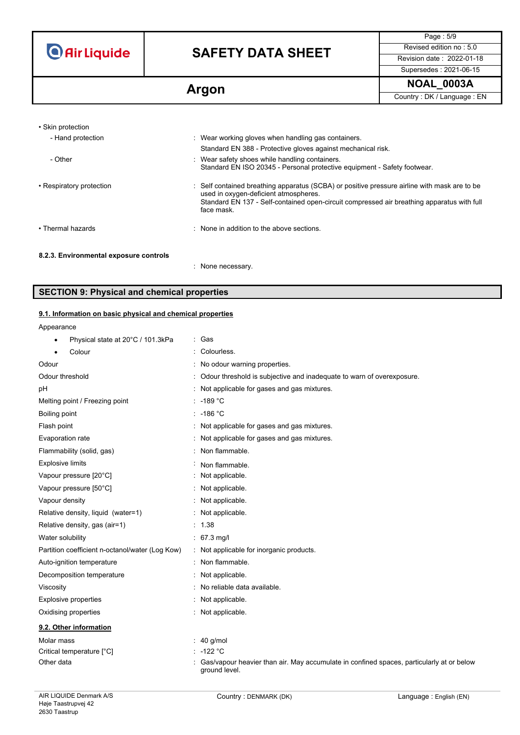- Skin protection
  - Hand protection : Wear working gloves when handling gas containers.
    Standard EN 388 - Protective gloves against mechanical risk.
  - Other : Wear safety shoes while handling containers.
    Standard EN ISO 20345 - Personal protective equipment - Safety footwear.
- Respiratory protection : Self contained breathing apparatus (SCBA) or positive pressure airline with mask are to be used in oxygen-deficient atmospheres.
  Standard EN 137 - Self-contained open-circuit compressed air breathing apparatus with full face mask.
- Thermal hazards : None in addition to the above sections.

#### 8.2.3. Environmental exposure controls

: None necessary.

## SECTION 9: Physical and chemical properties

### 9.1. Information on basic physical and chemical properties

Appearance

- Physical state at 20°C / 101.3kPa : Gas
- Colour : Colourless.

Odour : No odour warning properties.
Odour threshold : Odour threshold is subjective and inadequate to warn of overexposure.
pH : Not applicable for gases and gas mixtures.
Melting point / Freezing point : -189 °C
Boiling point : -186 °C
Flash point : Not applicable for gases and gas mixtures.
Evaporation rate : Not applicable for gases and gas mixtures.
Flammability (solid, gas) : Non flammable.
Explosive limits : Non flammable.
Vapour pressure [20°C] : Not applicable.
Vapour pressure [50°C] : Not applicable.
Vapour density : Not applicable.
Relative density, liquid (water=1) : Not applicable.
Relative density, gas (air=1) : 1.38
Water solubility : 67.3 mg/l
Partition coefficient n-octanol/water (Log Kow) : Not applicable for inorganic products.
Auto-ignition temperature : Non flammable.
Decomposition temperature : Not applicable.
Viscosity : No reliable data available.
Explosive properties : Not applicable.
Oxidising properties : Not applicable.

### 9.2. Other information

Molar mass : 40 g/mol
Critical temperature [°C] : -122 °C
Other data : Gas/vapour heavier than air. May accumulate in confined spaces, particularly at or below ground level.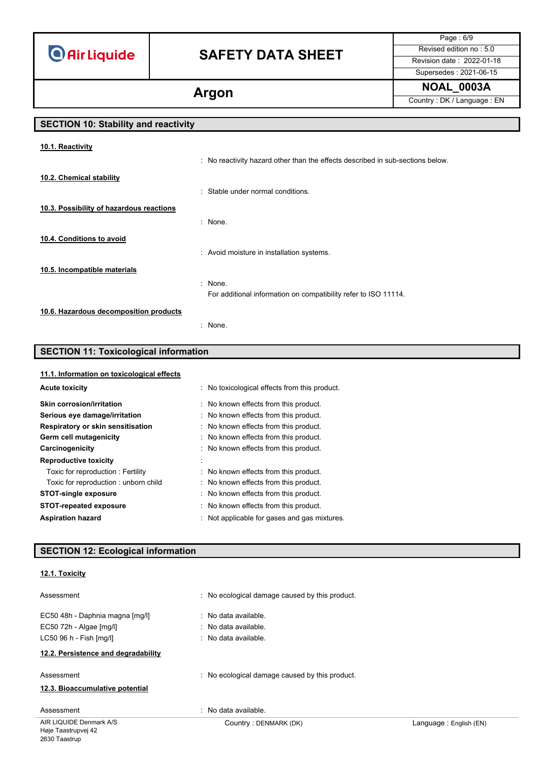## SECTION 10: Stability and reactivity

### 10.1. Reactivity

: No reactivity hazard other than the effects described in sub-sections below.

### 10.2. Chemical stability

: Stable under normal conditions.

### 10.3. Possibility of hazardous reactions

: None.

### 10.4. Conditions to avoid

: Avoid moisture in installation systems.

### 10.5. Incompatible materials

: None.
For additional information on compatibility refer to ISO 11114.

### 10.6. Hazardous decomposition products

: None.

## SECTION 11: Toxicological information

### 11.1. Information on toxicological effects

| | |
|---|---|
| **Acute toxicity** | : No toxicological effects from this product. |
| **Skin corrosion/irritation** | : No known effects from this product. |
| **Serious eye damage/irritation** | : No known effects from this product. |
| **Respiratory or skin sensitisation** | : No known effects from this product. |
| **Germ cell mutagenicity** | : No known effects from this product. |
| **Carcinogenicity** | : No known effects from this product. |
| **Reproductive toxicity** | : |
| Toxic for reproduction : Fertility | : No known effects from this product. |
| Toxic for reproduction : unborn child | : No known effects from this product. |
| **STOT-single exposure** | : No known effects from this product. |
| **STOT-repeated exposure** | : No known effects from this product. |
| **Aspiration hazard** | : Not applicable for gases and gas mixtures. |

## SECTION 12: Ecological information

### 12.1. Toxicity

| | |
|---|---|
| Assessment | : No ecological damage caused by this product. |
| EC50 48h - Daphnia magna [mg/l] | : No data available. |
| EC50 72h - Algae [mg/l] | : No data available. |
| LC50 96 h - Fish [mg/l] | : No data available. |

### 12.2. Persistence and degradability

| | |
|---|---|
| Assessment | : No ecological damage caused by this product. |

### 12.3. Bioaccumulative potential

| | |
|---|---|
| Assessment | : No data available. |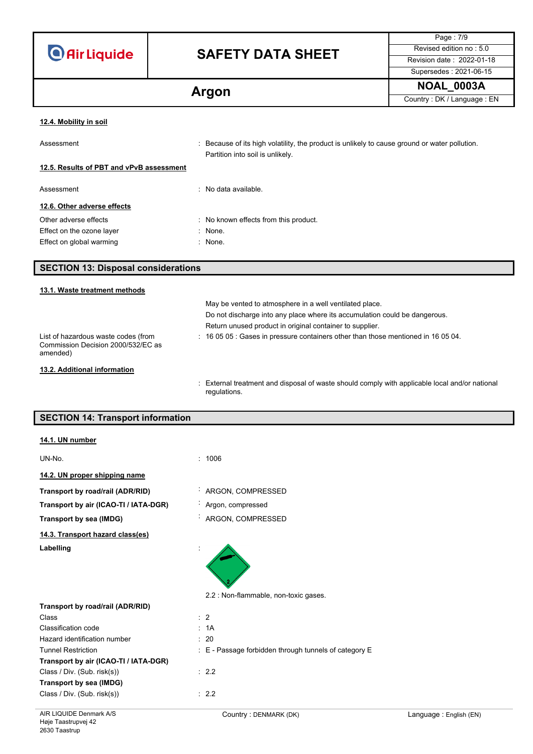#### 12.4. Mobility in soil

| | |
|---|---|
| Assessment | : Because of its high volatility, the product is unlikely to cause ground or water pollution. Partition into soil is unlikely. |

#### 12.5. Results of PBT and vPvB assessment

| | |
|---|---|
| Assessment | : No data available. |

#### 12.6. Other adverse effects

| | |
|---|---|
| Other adverse effects | : No known effects from this product. |
| Effect on the ozone layer | : None. |
| Effect on global warming | : None. |

## SECTION 13: Disposal considerations

#### 13.1. Waste treatment methods

May be vented to atmosphere in a well ventilated place.
Do not discharge into any place where its accumulation could be dangerous.
Return unused product in original container to supplier.

| | |
|---|---|
| List of hazardous waste codes (from Commission Decision 2000/532/EC as amended) | : 16 05 05 : Gases in pressure containers other than those mentioned in 16 05 04. |

#### 13.2. Additional information

: External treatment and disposal of waste should comply with applicable local and/or national regulations.

## SECTION 14: Transport information

#### 14.1. UN number

| | |
|---|---|
| UN-No. | : 1006 |

#### 14.2. UN proper shipping name

| | |
|---|---|
| **Transport by road/rail (ADR/RID)** | : ARGON, COMPRESSED |
| **Transport by air (ICAO-TI / IATA-DGR)** | : Argon, compressed |
| **Transport by sea (IMDG)** | : ARGON, COMPRESSED |

#### 14.3. Transport hazard class(es)

**Labelling** :

2.2 : Non-flammable, non-toxic gases.

**Transport by road/rail (ADR/RID)**

| | |
|---|---|
| Class | : 2 |
| Classification code | : 1A |
| Hazard identification number | : 20 |
| Tunnel Restriction | : E - Passage forbidden through tunnels of category E |

**Transport by air (ICAO-TI / IATA-DGR)**

| | |
|---|---|
| Class / Div. (Sub. risk(s)) | : 2.2 |

**Transport by sea (IMDG)**

| | |
|---|---|
| Class / Div. (Sub. risk(s)) | : 2.2 |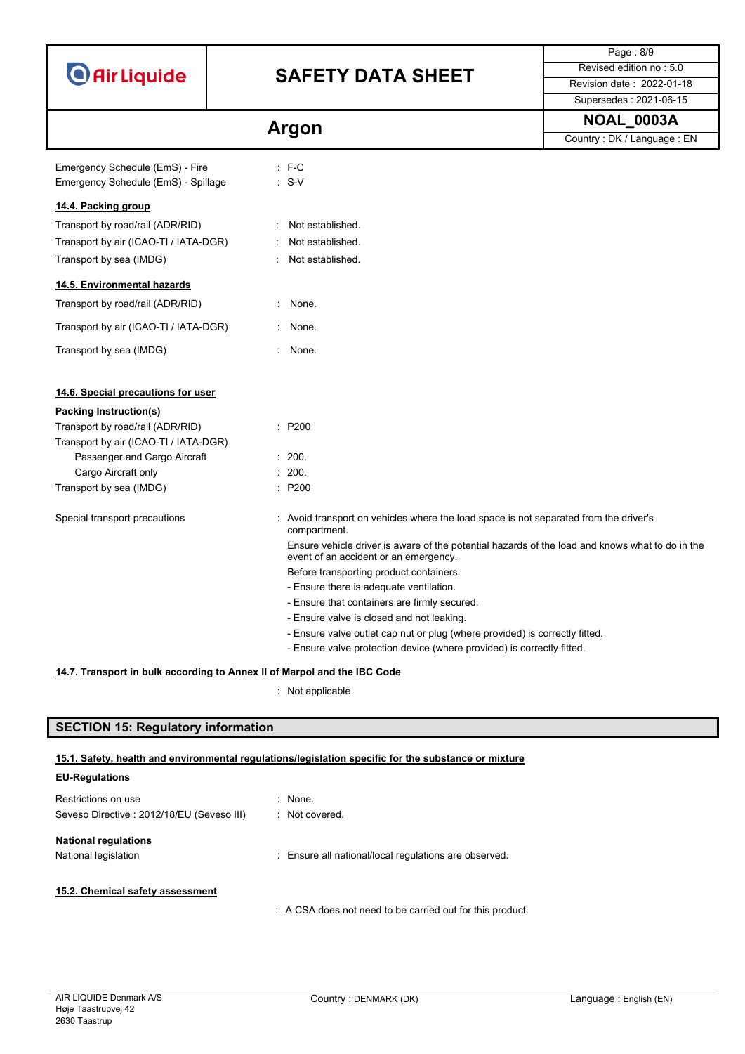Emergency Schedule (EmS) - Fire : F-C
Emergency Schedule (EmS) - Spillage : S-V

**14.4. Packing group**

Transport by road/rail (ADR/RID) : Not established.
Transport by air (ICAO-TI / IATA-DGR) : Not established.
Transport by sea (IMDG) : Not established.

**14.5. Environmental hazards**

Transport by road/rail (ADR/RID) : None.

Transport by air (ICAO-TI / IATA-DGR) : None.

Transport by sea (IMDG) : None.

**14.6. Special precautions for user**

**Packing Instruction(s)**

Transport by road/rail (ADR/RID) : P200
Transport by air (ICAO-TI / IATA-DGR)
- Passenger and Cargo Aircraft : 200.
- Cargo Aircraft only : 200.

Transport by sea (IMDG) : P200

Special transport precautions : Avoid transport on vehicles where the load space is not separated from the driver's compartment.
Ensure vehicle driver is aware of the potential hazards of the load and knows what to do in the event of an accident or an emergency.
Before transporting product containers:
- Ensure there is adequate ventilation.
- Ensure that containers are firmly secured.
- Ensure valve is closed and not leaking.
- Ensure valve outlet cap nut or plug (where provided) is correctly fitted.
- Ensure valve protection device (where provided) is correctly fitted.

**14.7. Transport in bulk according to Annex II of Marpol and the IBC Code**

: Not applicable.

## SECTION 15: Regulatory information

**15.1. Safety, health and environmental regulations/legislation specific for the substance or mixture**

**EU-Regulations**

Restrictions on use : None.
Seveso Directive : 2012/18/EU (Seveso III) : Not covered.

**National regulations**

National legislation : Ensure all national/local regulations are observed.

**15.2. Chemical safety assessment**

: A CSA does not need to be carried out for this product.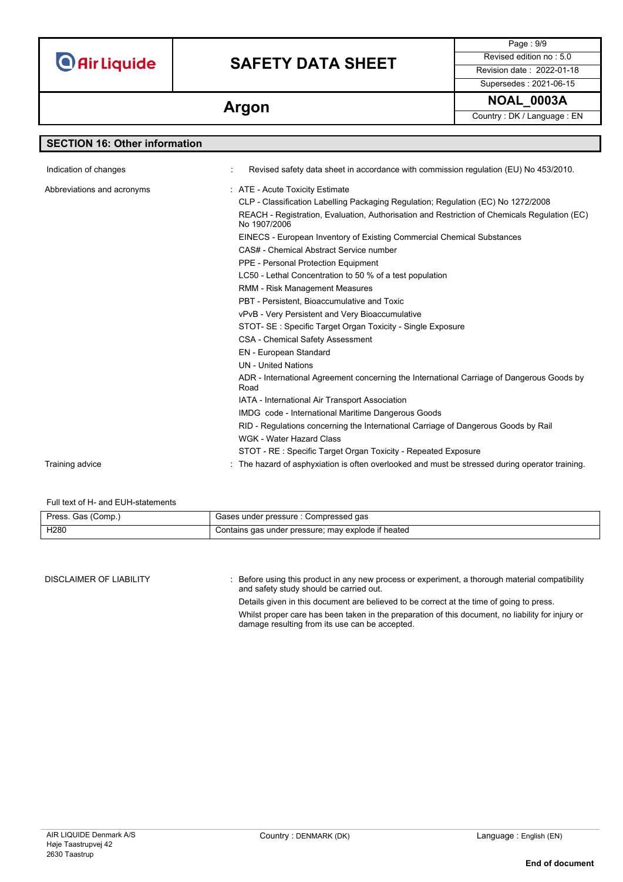## SECTION 16: Other information

Indication of changes : Revised safety data sheet in accordance with commission regulation (EU) No 453/2010.

Abbreviations and acronyms :
- ATE - Acute Toxicity Estimate
- CLP - Classification Labelling Packaging Regulation; Regulation (EC) No 1272/2008
- REACH - Registration, Evaluation, Authorisation and Restriction of Chemicals Regulation (EC) No 1907/2006
- EINECS - European Inventory of Existing Commercial Chemical Substances
- CAS# - Chemical Abstract Service number
- PPE - Personal Protection Equipment
- LC50 - Lethal Concentration to 50 % of a test population
- RMM - Risk Management Measures
- PBT - Persistent, Bioaccumulative and Toxic
- vPvB - Very Persistent and Very Bioaccumulative
- STOT- SE : Specific Target Organ Toxicity - Single Exposure
- CSA - Chemical Safety Assessment
- EN - European Standard
- UN - United Nations
- ADR - International Agreement concerning the International Carriage of Dangerous Goods by Road
- IATA - International Air Transport Association
- IMDG code - International Maritime Dangerous Goods
- RID - Regulations concerning the International Carriage of Dangerous Goods by Rail
- WGK - Water Hazard Class
- STOT - RE : Specific Target Organ Toxicity - Repeated Exposure

Training advice : The hazard of asphyxiation is often overlooked and must be stressed during operator training.

Full text of H- and EUH-statements

| | |
|---|---|
| Press. Gas (Comp.) | Gases under pressure : Compressed gas |
| H280 | Contains gas under pressure; may explode if heated |

DISCLAIMER OF LIABILITY : Before using this product in any new process or experiment, a thorough material compatibility and safety study should be carried out.

Details given in this document are believed to be correct at the time of going to press.

Whilst proper care has been taken in the preparation of this document, no liability for injury or damage resulting from its use can be accepted.

AIR LIQUIDE Denmark A/S
Høje Taastrupvej 42
2630 Taastrup

Country : DENMARK (DK)

Language : English (EN)

**End of document**